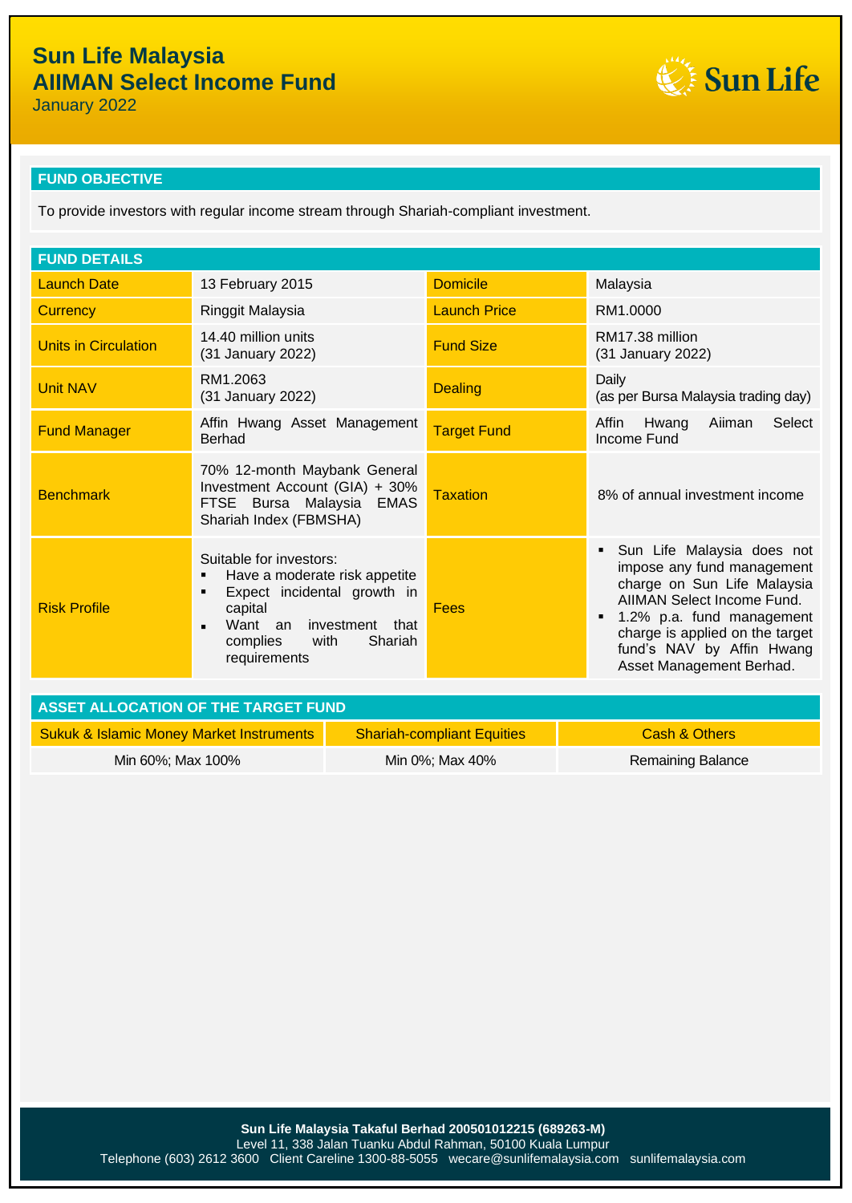# Sun Life Malaysia
# AIIMAN Select Income Fund

January 2022

## FUND OBJECTIVE

To provide investors with regular income stream through Shariah-compliant investment.

## FUND DETAILS

| | | | |
|---|---|---|---|
| Launch Date | 13 February 2015 | Domicile | Malaysia |
| Currency | Ringgit Malaysia | Launch Price | RM1.0000 |
| Units in Circulation | 14.40 million units (31 January 2022) | Fund Size | RM17.38 million (31 January 2022) |
| Unit NAV | RM1.2063 (31 January 2022) | Dealing | Daily (as per Bursa Malaysia trading day) |
| Fund Manager | Affin Hwang Asset Management Berhad | Target Fund | Affin Hwang Aiiman Select Income Fund |
| Benchmark | 70% 12-month Maybank General Investment Account (GIA) + 30% FTSE Bursa Malaysia EMAS Shariah Index (FBMSHA) | Taxation | 8% of annual investment income |
| Risk Profile | Suitable for investors:<br>▪ Have a moderate risk appetite<br>▪ Expect incidental growth in capital<br>▪ Want an investment that complies with Shariah requirements | Fees | ▪ Sun Life Malaysia does not impose any fund management charge on Sun Life Malaysia AIIMAN Select Income Fund.<br>▪ 1.2% p.a. fund management charge is applied on the target fund's NAV by Affin Hwang Asset Management Berhad. |

## ASSET ALLOCATION OF THE TARGET FUND

| Sukuk & Islamic Money Market Instruments | Shariah-compliant Equities | Cash & Others |
|---|---|---|
| Min 60%; Max 100% | Min 0%; Max 40% | Remaining Balance |

**Sun Life Malaysia Takaful Berhad 200501012215 (689263-M)**
Level 11, 338 Jalan Tuanku Abdul Rahman, 50100 Kuala Lumpur
Telephone (603) 2612 3600 Client Careline 1300-88-5055 wecare@sunlifemalaysia.com sunlifemalaysia.com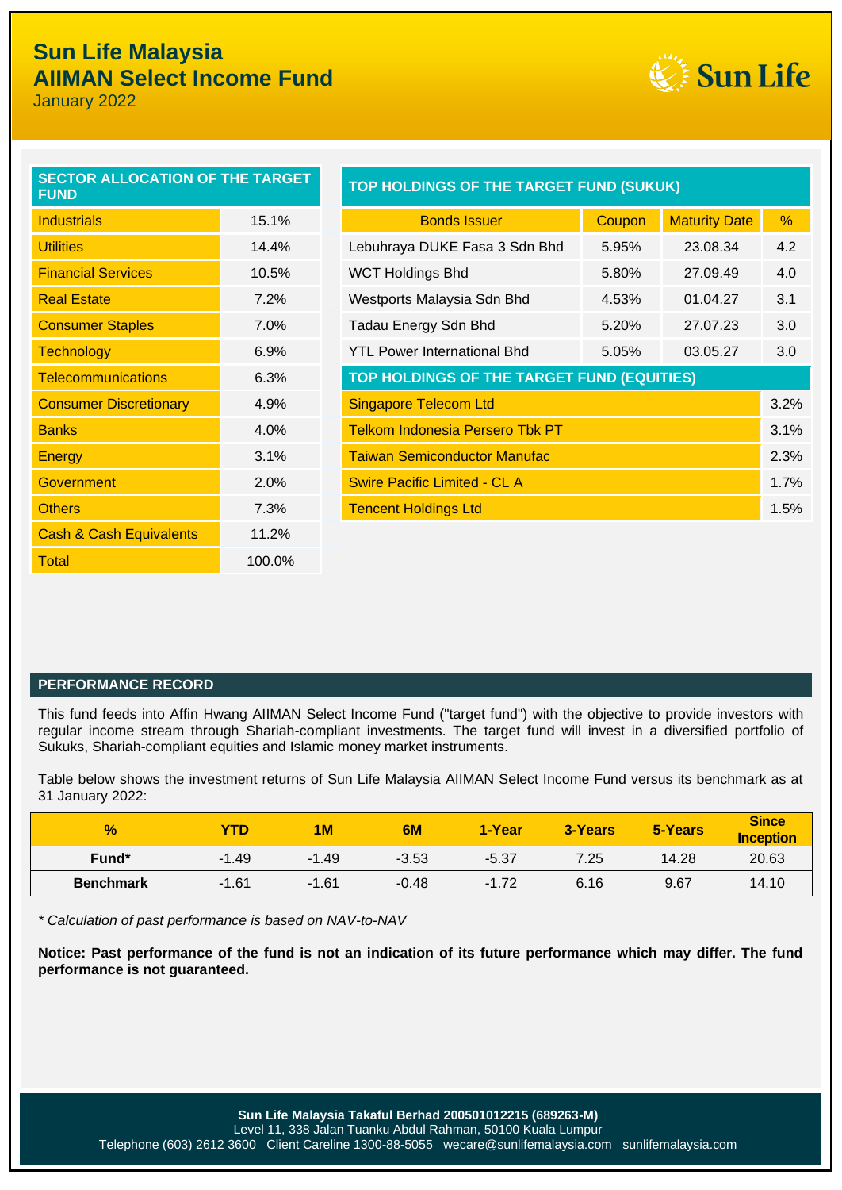# Sun Life Malaysia
# AIIMAN Select Income Fund

January 2022

## SECTOR ALLOCATION OF THE TARGET FUND

| Sector | % |
|---|---|
| Industrials | 15.1% |
| Utilities | 14.4% |
| Financial Services | 10.5% |
| Real Estate | 7.2% |
| Consumer Staples | 7.0% |
| Technology | 6.9% |
| Telecommunications | 6.3% |
| Consumer Discretionary | 4.9% |
| Banks | 4.0% |
| Energy | 3.1% |
| Government | 2.0% |
| Others | 7.3% |
| Cash & Cash Equivalents | 11.2% |
| Total | 100.0% |

## TOP HOLDINGS OF THE TARGET FUND (SUKUK)

| Bonds Issuer | Coupon | Maturity Date | % |
|---|---|---|---|
| Lebuhraya DUKE Fasa 3 Sdn Bhd | 5.95% | 23.08.34 | 4.2 |
| WCT Holdings Bhd | 5.80% | 27.09.49 | 4.0 |
| Westports Malaysia Sdn Bhd | 4.53% | 01.04.27 | 3.1 |
| Tadau Energy Sdn Bhd | 5.20% | 27.07.23 | 3.0 |
| YTL Power International Bhd | 5.05% | 03.05.27 | 3.0 |

## TOP HOLDINGS OF THE TARGET FUND (EQUITIES)

| Equity | % |
|---|---|
| Singapore Telecom Ltd | 3.2% |
| Telkom Indonesia Persero Tbk PT | 3.1% |
| Taiwan Semiconductor Manufac | 2.3% |
| Swire Pacific Limited - CL A | 1.7% |
| Tencent Holdings Ltd | 1.5% |

## PERFORMANCE RECORD

This fund feeds into Affin Hwang AIIMAN Select Income Fund ("target fund") with the objective to provide investors with regular income stream through Shariah-compliant investments. The target fund will invest in a diversified portfolio of Sukuks, Shariah-compliant equities and Islamic money market instruments.

Table below shows the investment returns of Sun Life Malaysia AIIMAN Select Income Fund versus its benchmark as at 31 January 2022:

| % | YTD | 1M | 6M | 1-Year | 3-Years | 5-Years | Since Inception |
|---|---|---|---|---|---|---|---|
| **Fund*** | -1.49 | -1.49 | -3.53 | -5.37 | 7.25 | 14.28 | 20.63 |
| **Benchmark** | -1.61 | -1.61 | -0.48 | -1.72 | 6.16 | 9.67 | 14.10 |

*\* Calculation of past performance is based on NAV-to-NAV*

**Notice: Past performance of the fund is not an indication of its future performance which may differ. The fund performance is not guaranteed.**

**Sun Life Malaysia Takaful Berhad 200501012215 (689263-M)**
Level 11, 338 Jalan Tuanku Abdul Rahman, 50100 Kuala Lumpur
Telephone (603) 2612 3600 Client Careline 1300-88-5055 wecare@sunlifemalaysia.com sunlifemalaysia.com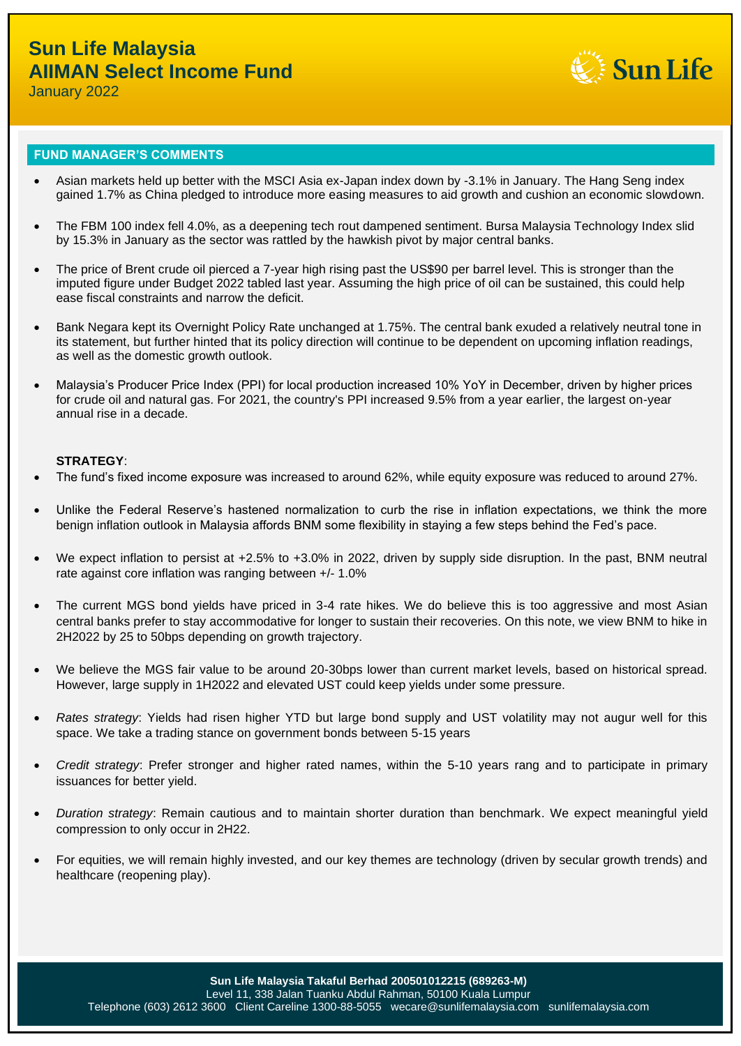# Sun Life Malaysia
# AIIMAN Select Income Fund

January 2022

## FUND MANAGER'S COMMENTS

- Asian markets held up better with the MSCI Asia ex-Japan index down by -3.1% in January. The Hang Seng index gained 1.7% as China pledged to introduce more easing measures to aid growth and cushion an economic slowdown.
- The FBM 100 index fell 4.0%, as a deepening tech rout dampened sentiment. Bursa Malaysia Technology Index slid by 15.3% in January as the sector was rattled by the hawkish pivot by major central banks.
- The price of Brent crude oil pierced a 7-year high rising past the US$90 per barrel level. This is stronger than the imputed figure under Budget 2022 tabled last year. Assuming the high price of oil can be sustained, this could help ease fiscal constraints and narrow the deficit.
- Bank Negara kept its Overnight Policy Rate unchanged at 1.75%. The central bank exuded a relatively neutral tone in its statement, but further hinted that its policy direction will continue to be dependent on upcoming inflation readings, as well as the domestic growth outlook.
- Malaysia's Producer Price Index (PPI) for local production increased 10% YoY in December, driven by higher prices for crude oil and natural gas. For 2021, the country's PPI increased 9.5% from a year earlier, the largest on-year annual rise in a decade.

**STRATEGY**:

- The fund's fixed income exposure was increased to around 62%, while equity exposure was reduced to around 27%.
- Unlike the Federal Reserve's hastened normalization to curb the rise in inflation expectations, we think the more benign inflation outlook in Malaysia affords BNM some flexibility in staying a few steps behind the Fed's pace.
- We expect inflation to persist at +2.5% to +3.0% in 2022, driven by supply side disruption. In the past, BNM neutral rate against core inflation was ranging between +/- 1.0%
- The current MGS bond yields have priced in 3-4 rate hikes. We do believe this is too aggressive and most Asian central banks prefer to stay accommodative for longer to sustain their recoveries. On this note, we view BNM to hike in 2H2022 by 25 to 50bps depending on growth trajectory.
- We believe the MGS fair value to be around 20-30bps lower than current market levels, based on historical spread. However, large supply in 1H2022 and elevated UST could keep yields under some pressure.
- *Rates strategy*: Yields had risen higher YTD but large bond supply and UST volatility may not augur well for this space. We take a trading stance on government bonds between 5-15 years
- *Credit strategy*: Prefer stronger and higher rated names, within the 5-10 years rang and to participate in primary issuances for better yield.
- *Duration strategy*: Remain cautious and to maintain shorter duration than benchmark. We expect meaningful yield compression to only occur in 2H22.
- For equities, we will remain highly invested, and our key themes are technology (driven by secular growth trends) and healthcare (reopening play).

**Sun Life Malaysia Takaful Berhad 200501012215 (689263-M)**
Level 11, 338 Jalan Tuanku Abdul Rahman, 50100 Kuala Lumpur
Telephone (603) 2612 3600 Client Careline 1300-88-5055 wecare@sunlifemalaysia.com sunlifemalaysia.com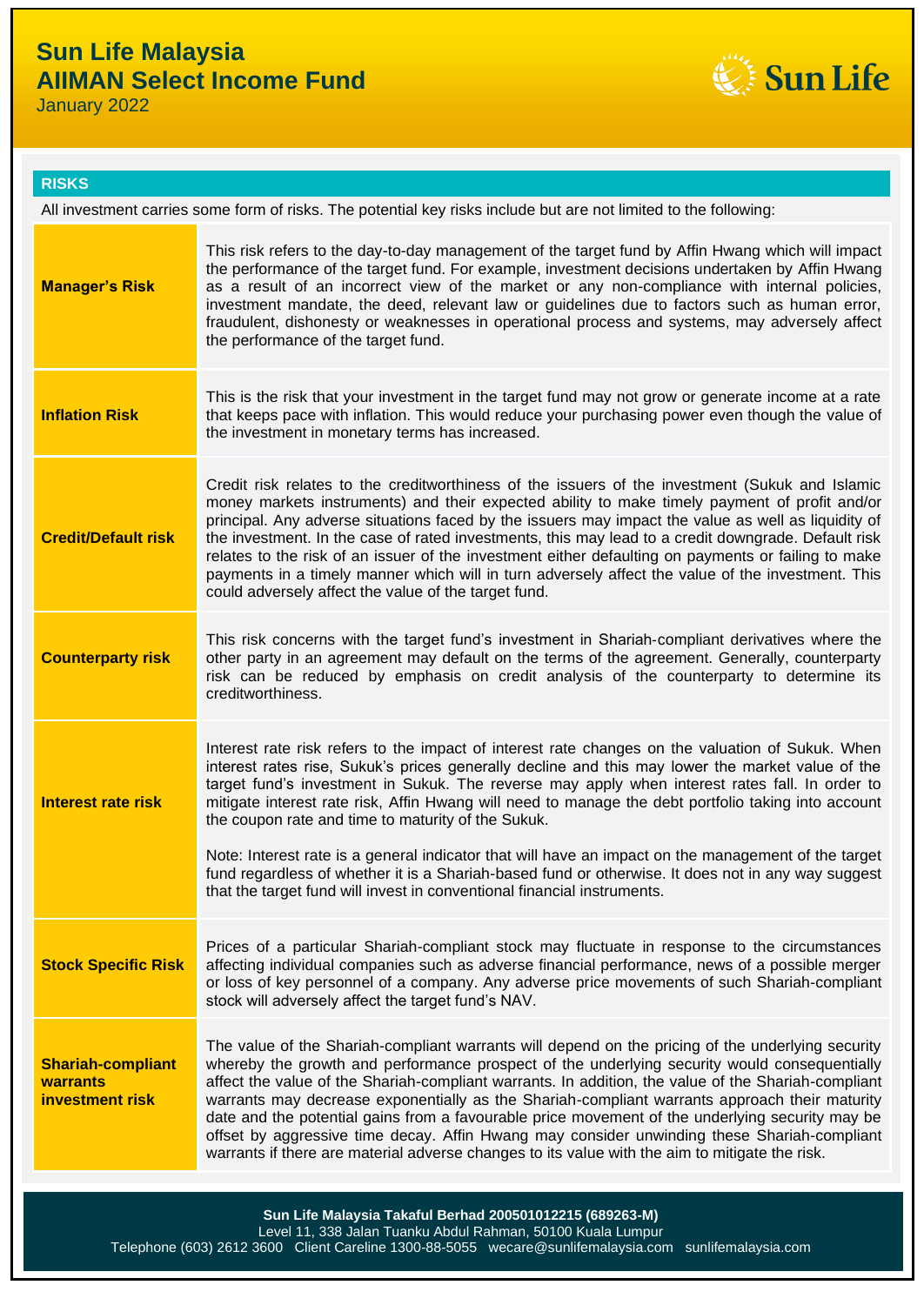# Sun Life Malaysia
# AIIMAN Select Income Fund

January 2022

## RISKS

All investment carries some form of risks. The potential key risks include but are not limited to the following:

| | |
|---|---|
| **Manager's Risk** | This risk refers to the day-to-day management of the target fund by Affin Hwang which will impact the performance of the target fund. For example, investment decisions undertaken by Affin Hwang as a result of an incorrect view of the market or any non-compliance with internal policies, investment mandate, the deed, relevant law or guidelines due to factors such as human error, fraudulent, dishonesty or weaknesses in operational process and systems, may adversely affect the performance of the target fund. |
| **Inflation Risk** | This is the risk that your investment in the target fund may not grow or generate income at a rate that keeps pace with inflation. This would reduce your purchasing power even though the value of the investment in monetary terms has increased. |
| **Credit/Default risk** | Credit risk relates to the creditworthiness of the issuers of the investment (Sukuk and Islamic money markets instruments) and their expected ability to make timely payment of profit and/or principal. Any adverse situations faced by the issuers may impact the value as well as liquidity of the investment. In the case of rated investments, this may lead to a credit downgrade. Default risk relates to the risk of an issuer of the investment either defaulting on payments or failing to make payments in a timely manner which will in turn adversely affect the value of the investment. This could adversely affect the value of the target fund. |
| **Counterparty risk** | This risk concerns with the target fund's investment in Shariah-compliant derivatives where the other party in an agreement may default on the terms of the agreement. Generally, counterparty risk can be reduced by emphasis on credit analysis of the counterparty to determine its creditworthiness. |
| **Interest rate risk** | Interest rate risk refers to the impact of interest rate changes on the valuation of Sukuk. When interest rates rise, Sukuk's prices generally decline and this may lower the market value of the target fund's investment in Sukuk. The reverse may apply when interest rates fall. In order to mitigate interest rate risk, Affin Hwang will need to manage the debt portfolio taking into account the coupon rate and time to maturity of the Sukuk.<br><br>Note: Interest rate is a general indicator that will have an impact on the management of the target fund regardless of whether it is a Shariah-based fund or otherwise. It does not in any way suggest that the target fund will invest in conventional financial instruments. |
| **Stock Specific Risk** | Prices of a particular Shariah-compliant stock may fluctuate in response to the circumstances affecting individual companies such as adverse financial performance, news of a possible merger or loss of key personnel of a company. Any adverse price movements of such Shariah-compliant stock will adversely affect the target fund's NAV. |
| **Shariah-compliant warrants investment risk** | The value of the Shariah-compliant warrants will depend on the pricing of the underlying security whereby the growth and performance prospect of the underlying security would consequentially affect the value of the Shariah-compliant warrants. In addition, the value of the Shariah-compliant warrants may decrease exponentially as the Shariah-compliant warrants approach their maturity date and the potential gains from a favourable price movement of the underlying security may be offset by aggressive time decay. Affin Hwang may consider unwinding these Shariah-compliant warrants if there are material adverse changes to its value with the aim to mitigate the risk. |

**Sun Life Malaysia Takaful Berhad 200501012215 (689263-M)**
Level 11, 338 Jalan Tuanku Abdul Rahman, 50100 Kuala Lumpur
Telephone (603) 2612 3600 Client Careline 1300-88-5055 wecare@sunlifemalaysia.com sunlifemalaysia.com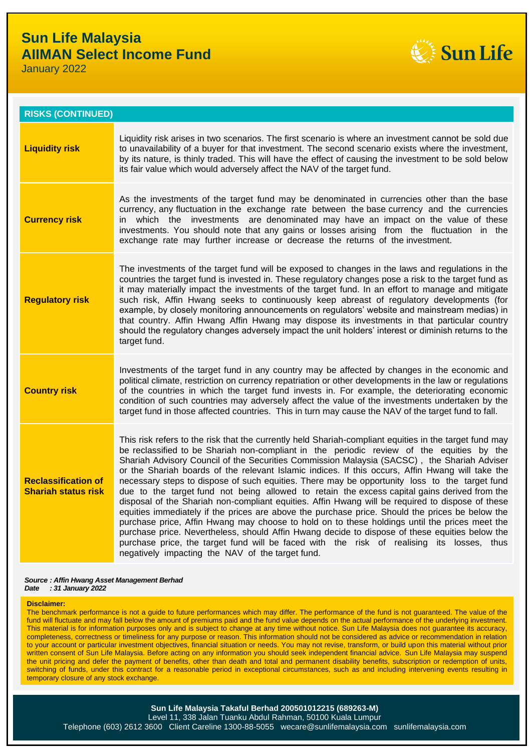# Sun Life Malaysia
# AIIMAN Select Income Fund

January 2022

## RISKS (CONTINUED)

| | |
|---|---|
| **Liquidity risk** | Liquidity risk arises in two scenarios. The first scenario is where an investment cannot be sold due to unavailability of a buyer for that investment. The second scenario exists where the investment, by its nature, is thinly traded. This will have the effect of causing the investment to be sold below its fair value which would adversely affect the NAV of the target fund. |
| **Currency risk** | As the investments of the target fund may be denominated in currencies other than the base currency, any fluctuation in the exchange rate between the base currency and the currencies in which the investments are denominated may have an impact on the value of these investments. You should note that any gains or losses arising from the fluctuation in the exchange rate may further increase or decrease the returns of the investment. |
| **Regulatory risk** | The investments of the target fund will be exposed to changes in the laws and regulations in the countries the target fund is invested in. These regulatory changes pose a risk to the target fund as it may materially impact the investments of the target fund. In an effort to manage and mitigate such risk, Affin Hwang seeks to continuously keep abreast of regulatory developments (for example, by closely monitoring announcements on regulators' website and mainstream medias) in that country. Affin Hwang Affin Hwang may dispose its investments in that particular country should the regulatory changes adversely impact the unit holders' interest or diminish returns to the target fund. |
| **Country risk** | Investments of the target fund in any country may be affected by changes in the economic and political climate, restriction on currency repatriation or other developments in the law or regulations of the countries in which the target fund invests in. For example, the deteriorating economic condition of such countries may adversely affect the value of the investments undertaken by the target fund in those affected countries. This in turn may cause the NAV of the target fund to fall. |
| **Reclassification of Shariah status risk** | This risk refers to the risk that the currently held Shariah-compliant equities in the target fund may be reclassified to be Shariah non-compliant in the periodic review of the equities by the Shariah Advisory Council of the Securities Commission Malaysia (SACSC) , the Shariah Adviser or the Shariah boards of the relevant Islamic indices. If this occurs, Affin Hwang will take the necessary steps to dispose of such equities. There may be opportunity loss to the target fund due to the target fund not being allowed to retain the excess capital gains derived from the disposal of the Shariah non-compliant equities. Affin Hwang will be required to dispose of these equities immediately if the prices are above the purchase price. Should the prices be below the purchase price, Affin Hwang may choose to hold on to these holdings until the prices meet the purchase price. Nevertheless, should Affin Hwang decide to dispose of these equities below the purchase price, the target fund will be faced with the risk of realising its losses, thus negatively impacting the NAV of the target fund. |

***Source : Affin Hwang Asset Management Berhad***
***Date : 31 January 2022***

**Disclaimer:**
The benchmark performance is not a guide to future performances which may differ. The performance of the fund is not guaranteed. The value of the fund will fluctuate and may fall below the amount of premiums paid and the fund value depends on the actual performance of the underlying investment. This material is for information purposes only and is subject to change at any time without notice. Sun Life Malaysia does not guarantee its accuracy, completeness, correctness or timeliness for any purpose or reason. This information should not be considered as advice or recommendation in relation to your account or particular investment objectives, financial situation or needs. You may not revise, transform, or build upon this material without prior written consent of Sun Life Malaysia. Before acting on any information you should seek independent financial advice. Sun Life Malaysia may suspend the unit pricing and defer the payment of benefits, other than death and total and permanent disability benefits, subscription or redemption of units, switching of funds, under this contract for a reasonable period in exceptional circumstances, such as and including intervening events resulting in temporary closure of any stock exchange.

**Sun Life Malaysia Takaful Berhad 200501012215 (689263-M)**
Level 11, 338 Jalan Tuanku Abdul Rahman, 50100 Kuala Lumpur
Telephone (603) 2612 3600 Client Careline 1300-88-5055 wecare@sunlifemalaysia.com sunlifemalaysia.com